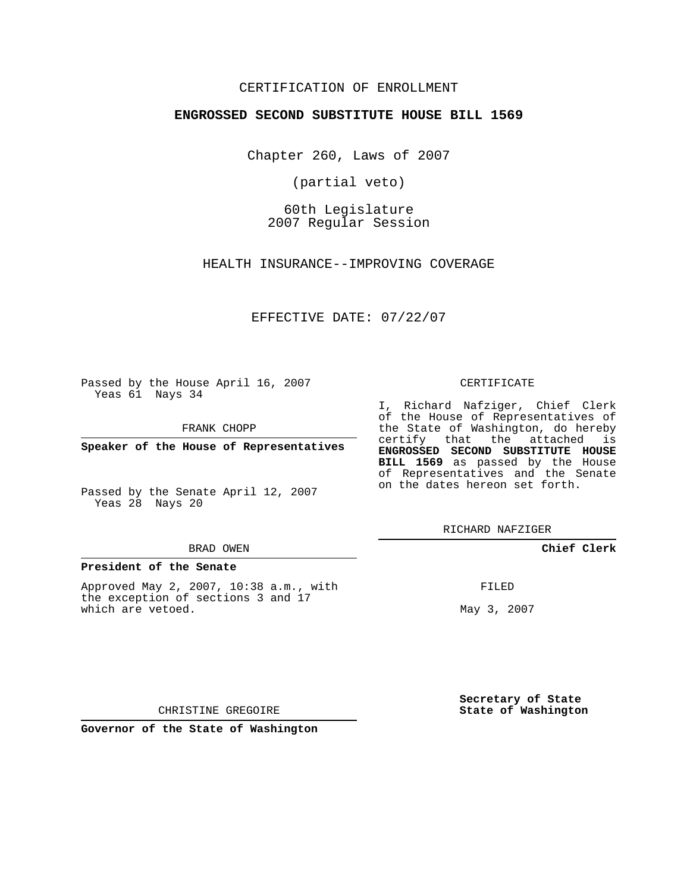CERTIFICATION OF ENROLLMENT

**ENGROSSED SECOND SUBSTITUTE HOUSE BILL 1569**

Chapter 260, Laws of 2007

(partial veto)

60th Legislature
2007 Regular Session

HEALTH INSURANCE--IMPROVING COVERAGE

EFFECTIVE DATE: 07/22/07

Passed by the House April 16, 2007
Yeas 61 Nays 34

FRANK CHOPP

**Speaker of the House of Representatives**

Passed by the Senate April 12, 2007
Yeas 28 Nays 20

BRAD OWEN

**President of the Senate**

Approved May 2, 2007, 10:38 a.m., with the exception of sections 3 and 17 which are vetoed.

CHRISTINE GREGOIRE

**Governor of the State of Washington**

CERTIFICATE

I, Richard Nafziger, Chief Clerk of the House of Representatives of the State of Washington, do hereby certify that the attached is **ENGROSSED SECOND SUBSTITUTE HOUSE BILL 1569** as passed by the House of Representatives and the Senate on the dates hereon set forth.

RICHARD NAFZIGER

**Chief Clerk**

FILED

May 3, 2007

**Secretary of State**
**State of Washington**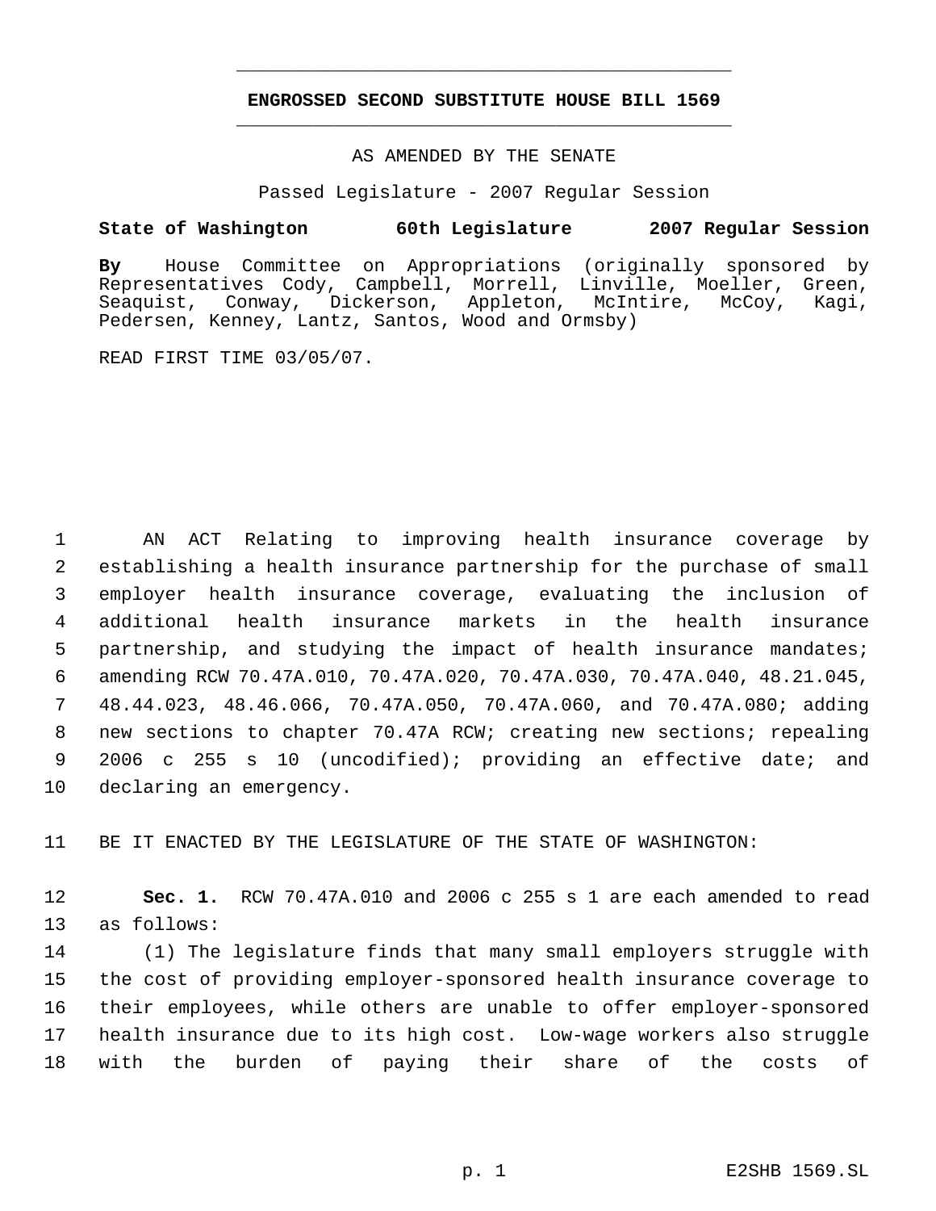# ENGROSSED SECOND SUBSTITUTE HOUSE BILL 1569

AS AMENDED BY THE SENATE

Passed Legislature - 2007 Regular Session

**State of Washington 60th Legislature 2007 Regular Session**

**By** House Committee on Appropriations (originally sponsored by Representatives Cody, Campbell, Morrell, Linville, Moeller, Green, Seaquist, Conway, Dickerson, Appleton, McIntire, McCoy, Kagi, Pedersen, Kenney, Lantz, Santos, Wood and Ormsby)

READ FIRST TIME 03/05/07.

AN ACT Relating to improving health insurance coverage by establishing a health insurance partnership for the purchase of small employer health insurance coverage, evaluating the inclusion of additional health insurance markets in the health insurance partnership, and studying the impact of health insurance mandates; amending RCW 70.47A.010, 70.47A.020, 70.47A.030, 70.47A.040, 48.21.045, 48.44.023, 48.46.066, 70.47A.050, 70.47A.060, and 70.47A.080; adding new sections to chapter 70.47A RCW; creating new sections; repealing 2006 c 255 s 10 (uncodified); providing an effective date; and declaring an emergency.

BE IT ENACTED BY THE LEGISLATURE OF THE STATE OF WASHINGTON:

**Sec. 1.** RCW 70.47A.010 and 2006 c 255 s 1 are each amended to read as follows:

(1) The legislature finds that many small employers struggle with the cost of providing employer-sponsored health insurance coverage to their employees, while others are unable to offer employer-sponsored health insurance due to its high cost. Low-wage workers also struggle with the burden of paying their share of the costs of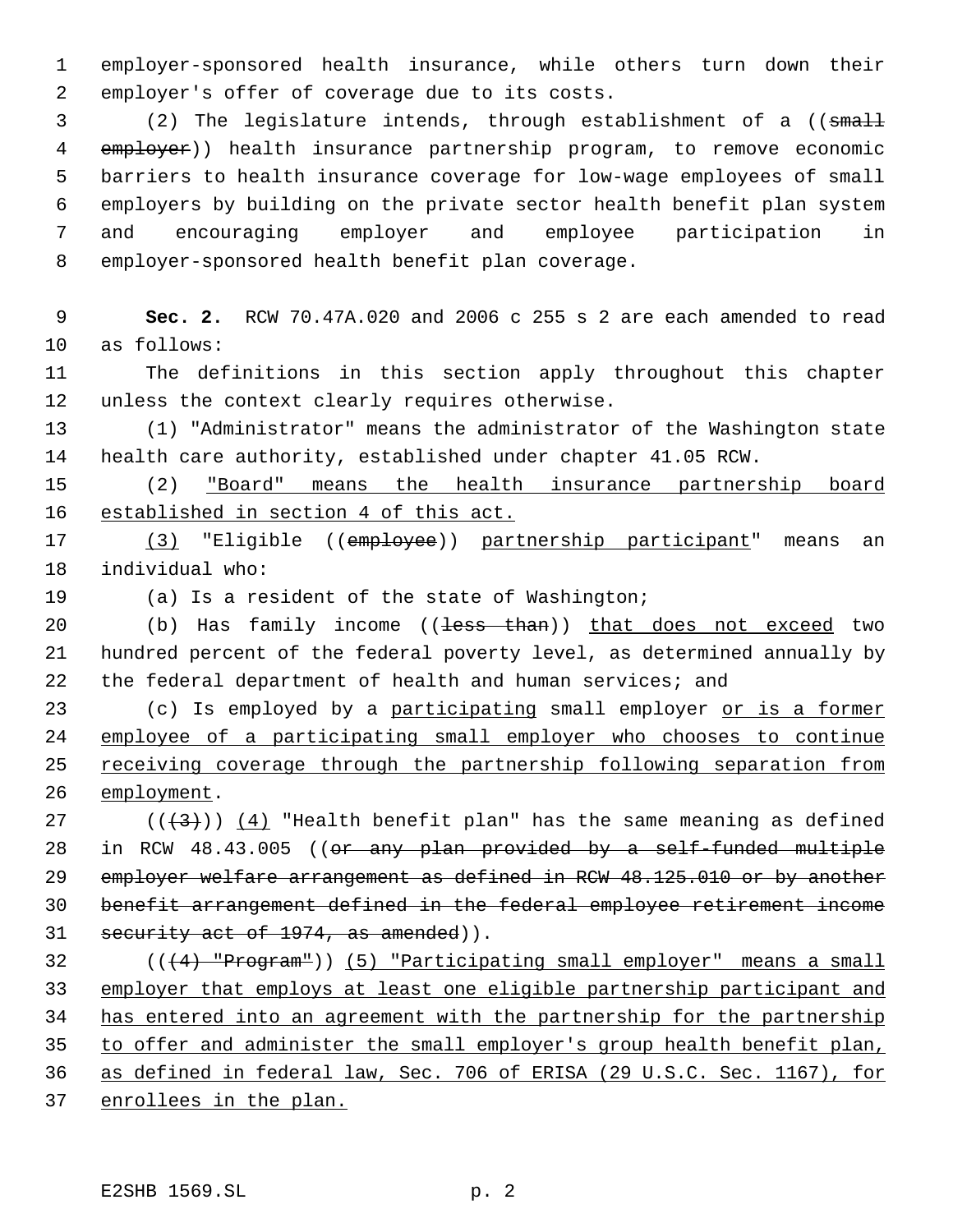employer-sponsored health insurance, while others turn down their employer's offer of coverage due to its costs.

(2) The legislature intends, through establishment of a ((~~small employer~~)) health insurance partnership program, to remove economic barriers to health insurance coverage for low-wage employees of small employers by building on the private sector health benefit plan system and encouraging employer and employee participation in employer-sponsored health benefit plan coverage.

**Sec. 2.** RCW 70.47A.020 and 2006 c 255 s 2 are each amended to read as follows:

The definitions in this section apply throughout this chapter unless the context clearly requires otherwise.

(1) "Administrator" means the administrator of the Washington state health care authority, established under chapter 41.05 RCW.

(2) <u>"Board" means the health insurance partnership board established in section 4 of this act.</u>

<u>(3)</u> "Eligible ((~~employee~~)) <u>partnership participant</u>" means an individual who:

(a) Is a resident of the state of Washington;

(b) Has family income ((~~less than~~)) <u>that does not exceed</u> two hundred percent of the federal poverty level, as determined annually by the federal department of health and human services; and

(c) Is employed by a <u>participating</u> small employer <u>or is a former employee of a participating small employer who chooses to continue receiving coverage through the partnership following separation from employment</u>.

((~~(3)~~)) <u>(4)</u> "Health benefit plan" has the same meaning as defined in RCW 48.43.005 ((~~or any plan provided by a self-funded multiple employer welfare arrangement as defined in RCW 48.125.010 or by another benefit arrangement defined in the federal employee retirement income security act of 1974, as amended~~)).

((~~(4) "Program"~~)) <u>(5) "Participating small employer" means a small employer that employs at least one eligible partnership participant and has entered into an agreement with the partnership for the partnership to offer and administer the small employer's group health benefit plan, as defined in federal law, Sec. 706 of ERISA (29 U.S.C. Sec. 1167), for enrollees in the plan.</u>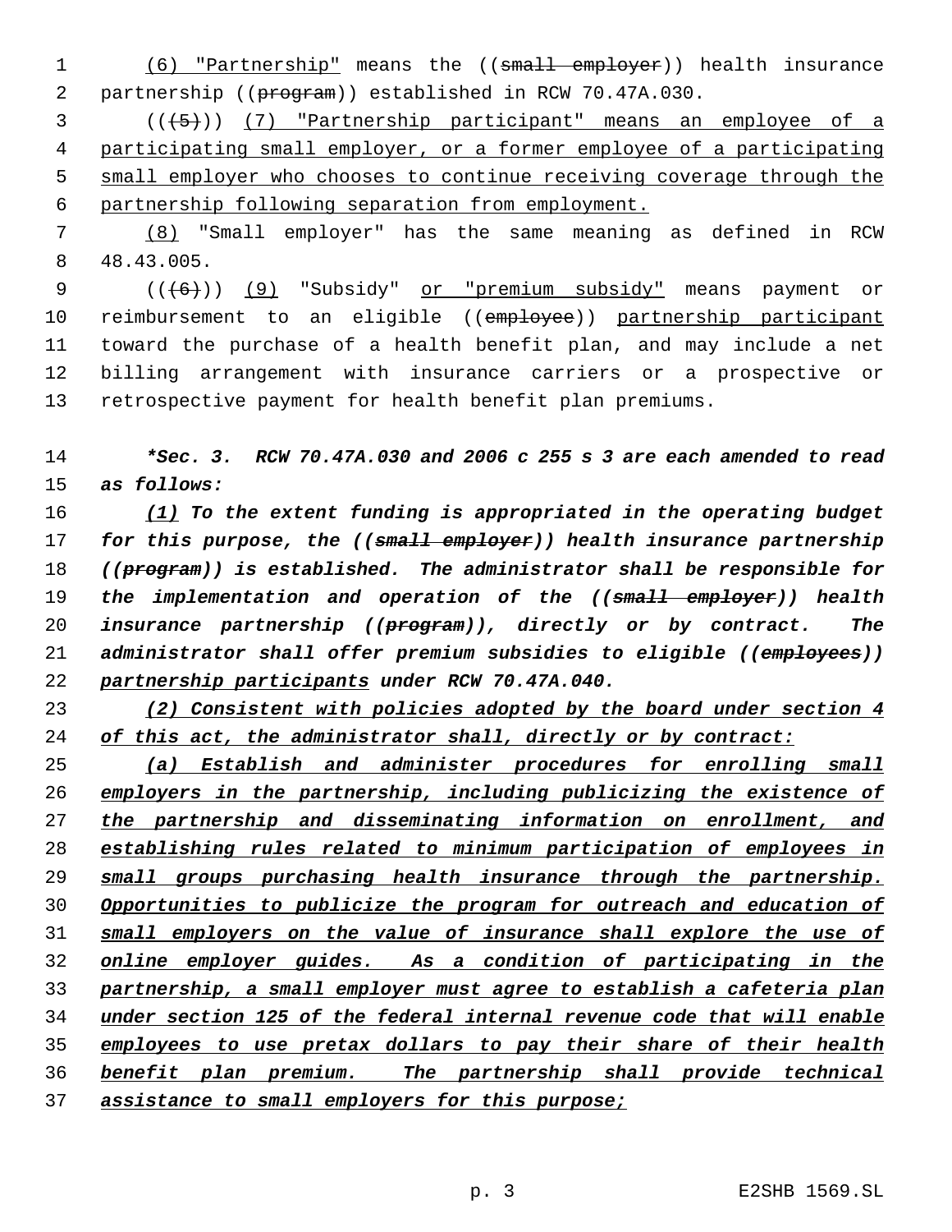(6) "Partnership" means the ((~~small employer~~)) health insurance partnership ((~~program~~)) established in RCW 70.47A.030.

((~~(5)~~)) (7) "Partnership participant" means an employee of a participating small employer, or a former employee of a participating small employer who chooses to continue receiving coverage through the partnership following separation from employment.

(8) "Small employer" has the same meaning as defined in RCW 48.43.005.

((~~(6)~~)) (9) "Subsidy" or "premium subsidy" means payment or reimbursement to an eligible ((~~employee~~)) partnership participant toward the purchase of a health benefit plan, and may include a net billing arrangement with insurance carriers or a prospective or retrospective payment for health benefit plan premiums.

***Sec. 3. RCW 70.47A.030 and 2006 c 255 s 3 are each amended to read as follows:***

*(1) To the extent funding is appropriated in the operating budget for this purpose, the ((~~small employer~~)) health insurance partnership ((~~program~~)) is established. The administrator shall be responsible for the implementation and operation of the ((~~small employer~~)) health insurance partnership ((~~program~~)), directly or by contract. The administrator shall offer premium subsidies to eligible ((~~employees~~)) partnership participants under RCW 70.47A.040.*

*(2) Consistent with policies adopted by the board under section 4 of this act, the administrator shall, directly or by contract:*

*(a) Establish and administer procedures for enrolling small employers in the partnership, including publicizing the existence of the partnership and disseminating information on enrollment, and establishing rules related to minimum participation of employees in small groups purchasing health insurance through the partnership. Opportunities to publicize the program for outreach and education of small employers on the value of insurance shall explore the use of online employer guides. As a condition of participating in the partnership, a small employer must agree to establish a cafeteria plan under section 125 of the federal internal revenue code that will enable employees to use pretax dollars to pay their share of their health benefit plan premium. The partnership shall provide technical assistance to small employers for this purpose;*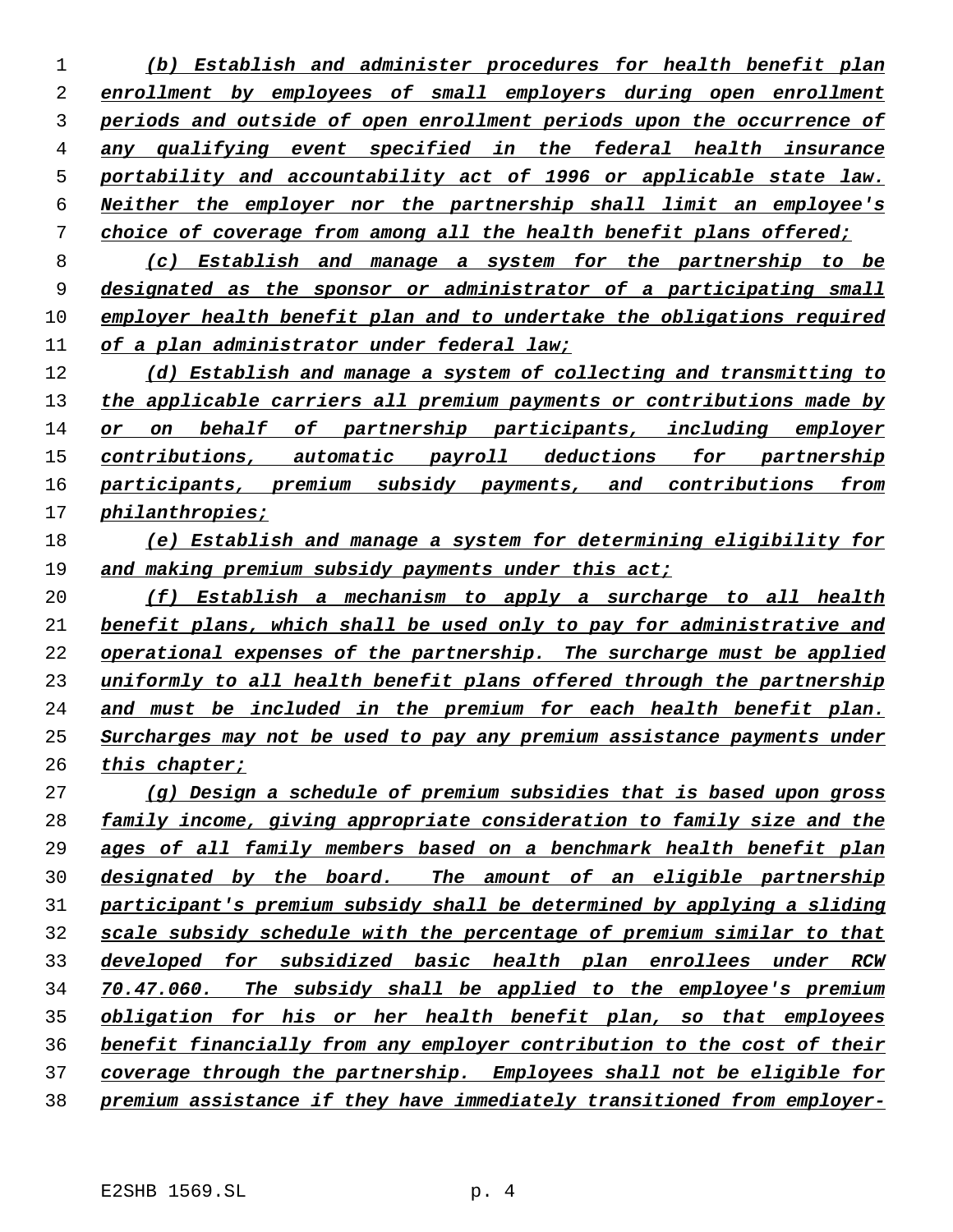(b) Establish and administer procedures for health benefit plan enrollment by employees of small employers during open enrollment periods and outside of open enrollment periods upon the occurrence of any qualifying event specified in the federal health insurance portability and accountability act of 1996 or applicable state law. Neither the employer nor the partnership shall limit an employee's choice of coverage from among all the health benefit plans offered;

(c) Establish and manage a system for the partnership to be designated as the sponsor or administrator of a participating small employer health benefit plan and to undertake the obligations required of a plan administrator under federal law;

(d) Establish and manage a system of collecting and transmitting to the applicable carriers all premium payments or contributions made by or on behalf of partnership participants, including employer contributions, automatic payroll deductions for partnership participants, premium subsidy payments, and contributions from philanthropies;

(e) Establish and manage a system for determining eligibility for and making premium subsidy payments under this act;

(f) Establish a mechanism to apply a surcharge to all health benefit plans, which shall be used only to pay for administrative and operational expenses of the partnership. The surcharge must be applied uniformly to all health benefit plans offered through the partnership and must be included in the premium for each health benefit plan. Surcharges may not be used to pay any premium assistance payments under this chapter;

(g) Design a schedule of premium subsidies that is based upon gross family income, giving appropriate consideration to family size and the ages of all family members based on a benchmark health benefit plan designated by the board. The amount of an eligible partnership participant's premium subsidy shall be determined by applying a sliding scale subsidy schedule with the percentage of premium similar to that developed for subsidized basic health plan enrollees under RCW 70.47.060. The subsidy shall be applied to the employee's premium obligation for his or her health benefit plan, so that employees benefit financially from any employer contribution to the cost of their coverage through the partnership. Employees shall not be eligible for premium assistance if they have immediately transitioned from employer-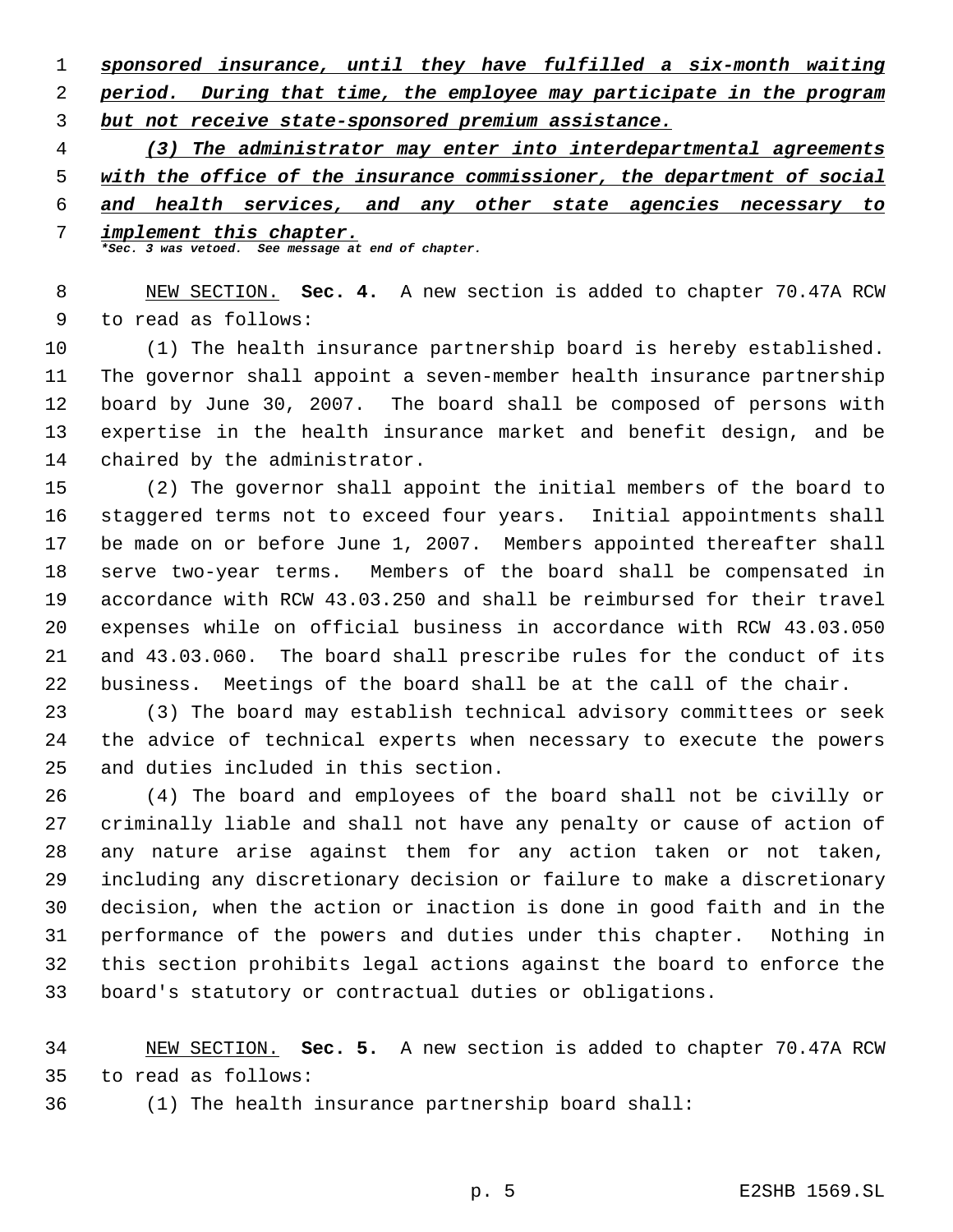_**sponsored insurance, until they have fulfilled a six-month waiting period. During that time, the employee may participate in the program but not receive state-sponsored premium assistance.**_

_**(3) The administrator may enter into interdepartmental agreements with the office of the insurance commissioner, the department of social and health services, and any other state agencies necessary to implement this chapter.**_

_*Sec. 3 was vetoed. See message at end of chapter._

NEW SECTION. **Sec. 4.** A new section is added to chapter 70.47A RCW to read as follows:

(1) The health insurance partnership board is hereby established. The governor shall appoint a seven-member health insurance partnership board by June 30, 2007. The board shall be composed of persons with expertise in the health insurance market and benefit design, and be chaired by the administrator.

(2) The governor shall appoint the initial members of the board to staggered terms not to exceed four years. Initial appointments shall be made on or before June 1, 2007. Members appointed thereafter shall serve two-year terms. Members of the board shall be compensated in accordance with RCW 43.03.250 and shall be reimbursed for their travel expenses while on official business in accordance with RCW 43.03.050 and 43.03.060. The board shall prescribe rules for the conduct of its business. Meetings of the board shall be at the call of the chair.

(3) The board may establish technical advisory committees or seek the advice of technical experts when necessary to execute the powers and duties included in this section.

(4) The board and employees of the board shall not be civilly or criminally liable and shall not have any penalty or cause of action of any nature arise against them for any action taken or not taken, including any discretionary decision or failure to make a discretionary decision, when the action or inaction is done in good faith and in the performance of the powers and duties under this chapter. Nothing in this section prohibits legal actions against the board to enforce the board's statutory or contractual duties or obligations.

NEW SECTION. **Sec. 5.** A new section is added to chapter 70.47A RCW to read as follows:

(1) The health insurance partnership board shall: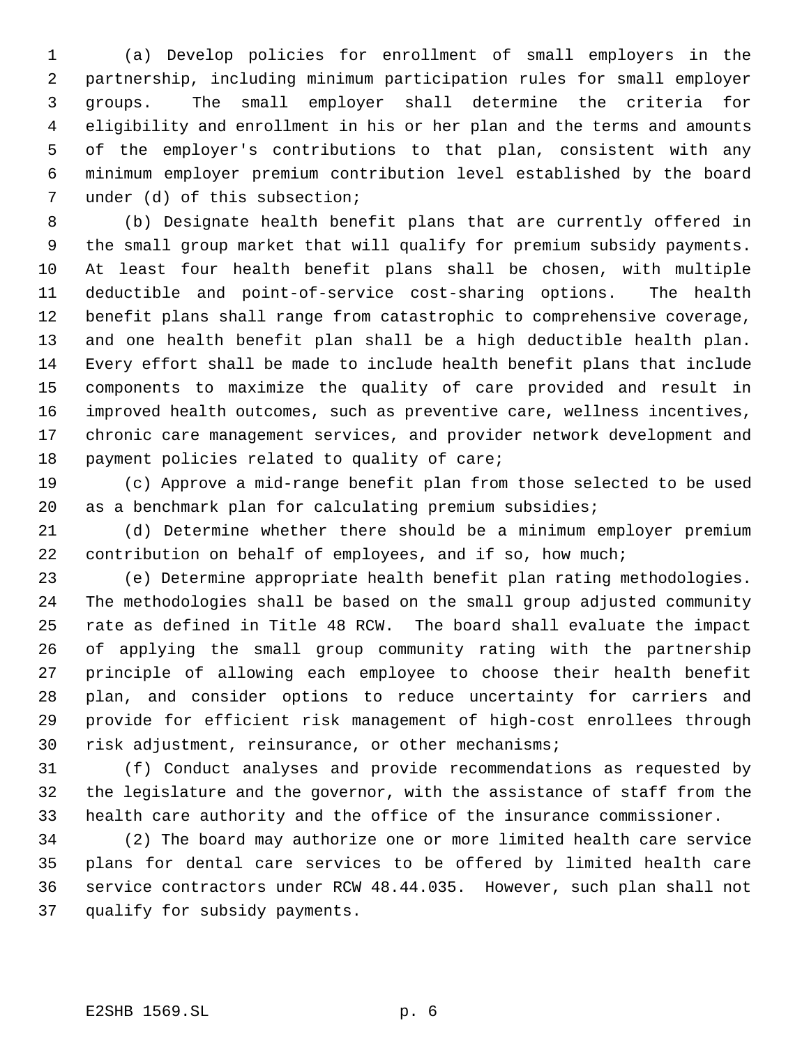(a) Develop policies for enrollment of small employers in the partnership, including minimum participation rules for small employer groups. The small employer shall determine the criteria for eligibility and enrollment in his or her plan and the terms and amounts of the employer's contributions to that plan, consistent with any minimum employer premium contribution level established by the board under (d) of this subsection;

(b) Designate health benefit plans that are currently offered in the small group market that will qualify for premium subsidy payments. At least four health benefit plans shall be chosen, with multiple deductible and point-of-service cost-sharing options. The health benefit plans shall range from catastrophic to comprehensive coverage, and one health benefit plan shall be a high deductible health plan. Every effort shall be made to include health benefit plans that include components to maximize the quality of care provided and result in improved health outcomes, such as preventive care, wellness incentives, chronic care management services, and provider network development and payment policies related to quality of care;

(c) Approve a mid-range benefit plan from those selected to be used as a benchmark plan for calculating premium subsidies;

(d) Determine whether there should be a minimum employer premium contribution on behalf of employees, and if so, how much;

(e) Determine appropriate health benefit plan rating methodologies. The methodologies shall be based on the small group adjusted community rate as defined in Title 48 RCW. The board shall evaluate the impact of applying the small group community rating with the partnership principle of allowing each employee to choose their health benefit plan, and consider options to reduce uncertainty for carriers and provide for efficient risk management of high-cost enrollees through risk adjustment, reinsurance, or other mechanisms;

(f) Conduct analyses and provide recommendations as requested by the legislature and the governor, with the assistance of staff from the health care authority and the office of the insurance commissioner.

(2) The board may authorize one or more limited health care service plans for dental care services to be offered by limited health care service contractors under RCW 48.44.035. However, such plan shall not qualify for subsidy payments.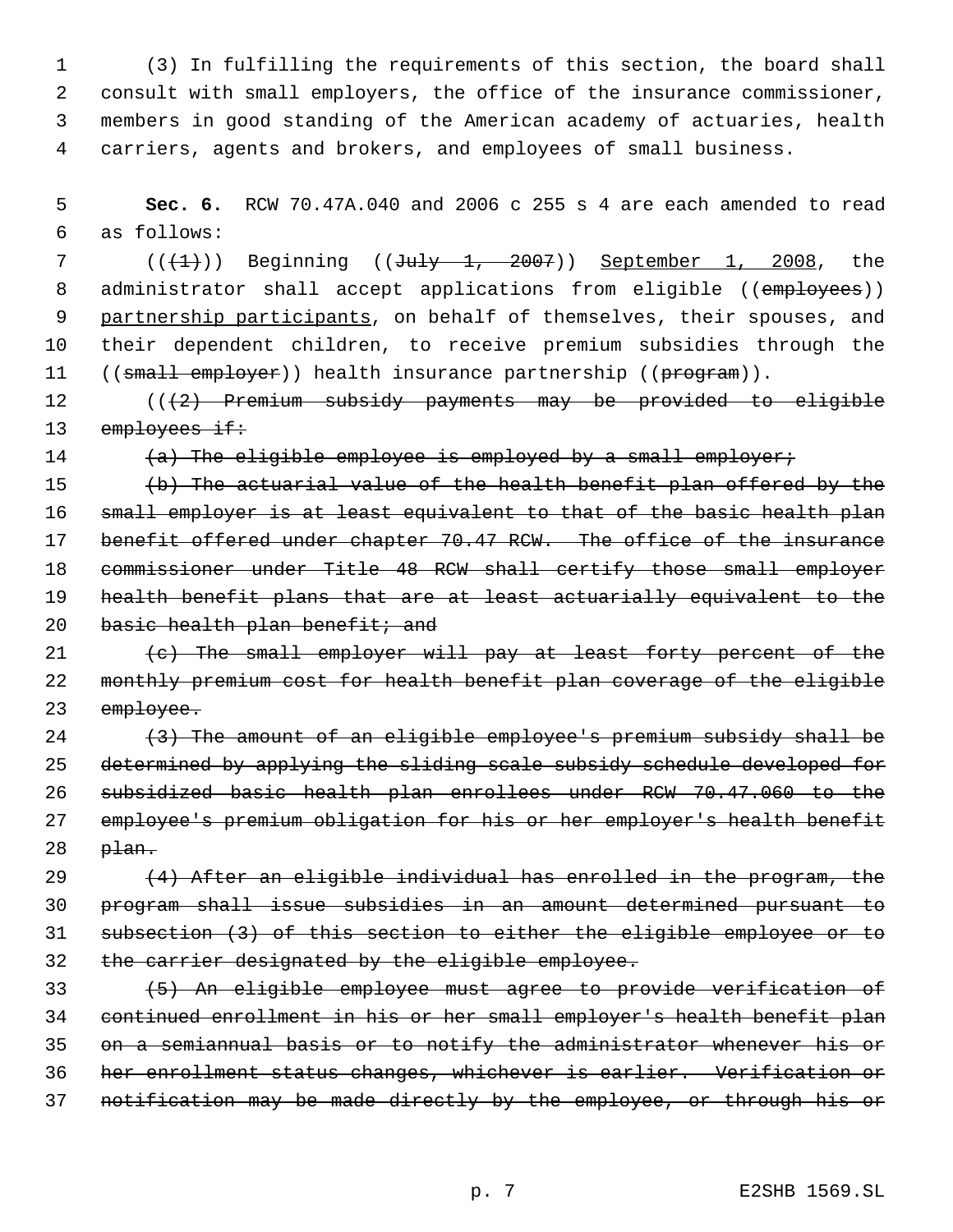(3) In fulfilling the requirements of this section, the board shall consult with small employers, the office of the insurance commissioner, members in good standing of the American academy of actuaries, health carriers, agents and brokers, and employees of small business.

**Sec. 6.** RCW 70.47A.040 and 2006 c 255 s 4 are each amended to read as follows:

((~~(1)~~)) Beginning ((~~July 1, 2007~~)) <u>September 1, 2008</u>, the administrator shall accept applications from eligible ((~~employees~~)) <u>partnership participants</u>, on behalf of themselves, their spouses, and their dependent children, to receive premium subsidies through the ((~~small employer~~)) health insurance partnership ((~~program~~)).

((~~(2) Premium subsidy payments may be provided to eligible employees if:~~

~~(a) The eligible employee is employed by a small employer;~~

~~(b) The actuarial value of the health benefit plan offered by the small employer is at least equivalent to that of the basic health plan benefit offered under chapter 70.47 RCW. The office of the insurance commissioner under Title 48 RCW shall certify those small employer health benefit plans that are at least actuarially equivalent to the basic health plan benefit; and~~

~~(c) The small employer will pay at least forty percent of the monthly premium cost for health benefit plan coverage of the eligible employee.~~

~~(3) The amount of an eligible employee's premium subsidy shall be determined by applying the sliding scale subsidy schedule developed for subsidized basic health plan enrollees under RCW 70.47.060 to the employee's premium obligation for his or her employer's health benefit plan.~~

~~(4) After an eligible individual has enrolled in the program, the program shall issue subsidies in an amount determined pursuant to subsection (3) of this section to either the eligible employee or to the carrier designated by the eligible employee.~~

~~(5) An eligible employee must agree to provide verification of continued enrollment in his or her small employer's health benefit plan on a semiannual basis or to notify the administrator whenever his or her enrollment status changes, whichever is earlier. Verification or notification may be made directly by the employee, or through his or~~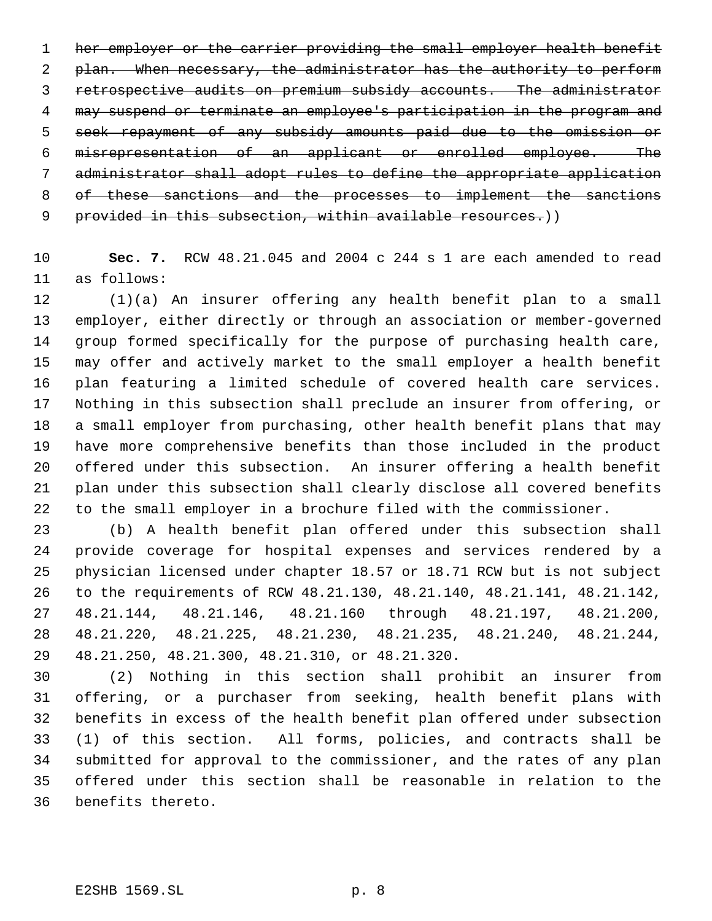~~her employer or the carrier providing the small employer health benefit plan. When necessary, the administrator has the authority to perform retrospective audits on premium subsidy accounts. The administrator may suspend or terminate an employee's participation in the program and seek repayment of any subsidy amounts paid due to the omission or misrepresentation of an applicant or enrolled employee. The administrator shall adopt rules to define the appropriate application of these sanctions and the processes to implement the sanctions provided in this subsection, within available resources.~~))

**Sec. 7.** RCW 48.21.045 and 2004 c 244 s 1 are each amended to read as follows:

(1)(a) An insurer offering any health benefit plan to a small employer, either directly or through an association or member-governed group formed specifically for the purpose of purchasing health care, may offer and actively market to the small employer a health benefit plan featuring a limited schedule of covered health care services. Nothing in this subsection shall preclude an insurer from offering, or a small employer from purchasing, other health benefit plans that may have more comprehensive benefits than those included in the product offered under this subsection. An insurer offering a health benefit plan under this subsection shall clearly disclose all covered benefits to the small employer in a brochure filed with the commissioner.

(b) A health benefit plan offered under this subsection shall provide coverage for hospital expenses and services rendered by a physician licensed under chapter 18.57 or 18.71 RCW but is not subject to the requirements of RCW 48.21.130, 48.21.140, 48.21.141, 48.21.142, 48.21.144, 48.21.146, 48.21.160 through 48.21.197, 48.21.200, 48.21.220, 48.21.225, 48.21.230, 48.21.235, 48.21.240, 48.21.244, 48.21.250, 48.21.300, 48.21.310, or 48.21.320.

(2) Nothing in this section shall prohibit an insurer from offering, or a purchaser from seeking, health benefit plans with benefits in excess of the health benefit plan offered under subsection (1) of this section. All forms, policies, and contracts shall be submitted for approval to the commissioner, and the rates of any plan offered under this section shall be reasonable in relation to the benefits thereto.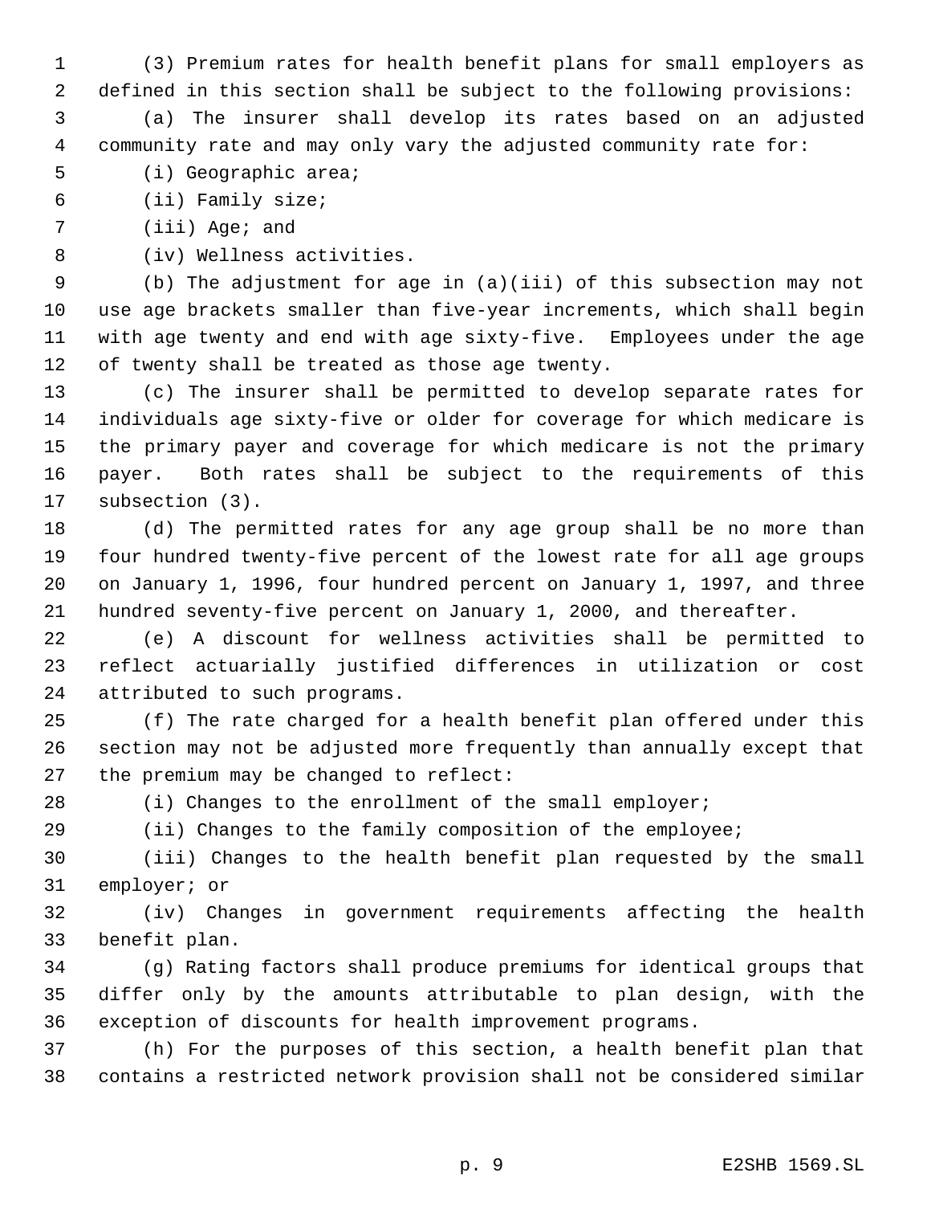(3) Premium rates for health benefit plans for small employers as defined in this section shall be subject to the following provisions:

(a) The insurer shall develop its rates based on an adjusted community rate and may only vary the adjusted community rate for:

(i) Geographic area;

(ii) Family size;

(iii) Age; and

(iv) Wellness activities.

(b) The adjustment for age in (a)(iii) of this subsection may not use age brackets smaller than five-year increments, which shall begin with age twenty and end with age sixty-five. Employees under the age of twenty shall be treated as those age twenty.

(c) The insurer shall be permitted to develop separate rates for individuals age sixty-five or older for coverage for which medicare is the primary payer and coverage for which medicare is not the primary payer. Both rates shall be subject to the requirements of this subsection (3).

(d) The permitted rates for any age group shall be no more than four hundred twenty-five percent of the lowest rate for all age groups on January 1, 1996, four hundred percent on January 1, 1997, and three hundred seventy-five percent on January 1, 2000, and thereafter.

(e) A discount for wellness activities shall be permitted to reflect actuarially justified differences in utilization or cost attributed to such programs.

(f) The rate charged for a health benefit plan offered under this section may not be adjusted more frequently than annually except that the premium may be changed to reflect:

(i) Changes to the enrollment of the small employer;

(ii) Changes to the family composition of the employee;

(iii) Changes to the health benefit plan requested by the small employer; or

(iv) Changes in government requirements affecting the health benefit plan.

(g) Rating factors shall produce premiums for identical groups that differ only by the amounts attributable to plan design, with the exception of discounts for health improvement programs.

(h) For the purposes of this section, a health benefit plan that contains a restricted network provision shall not be considered similar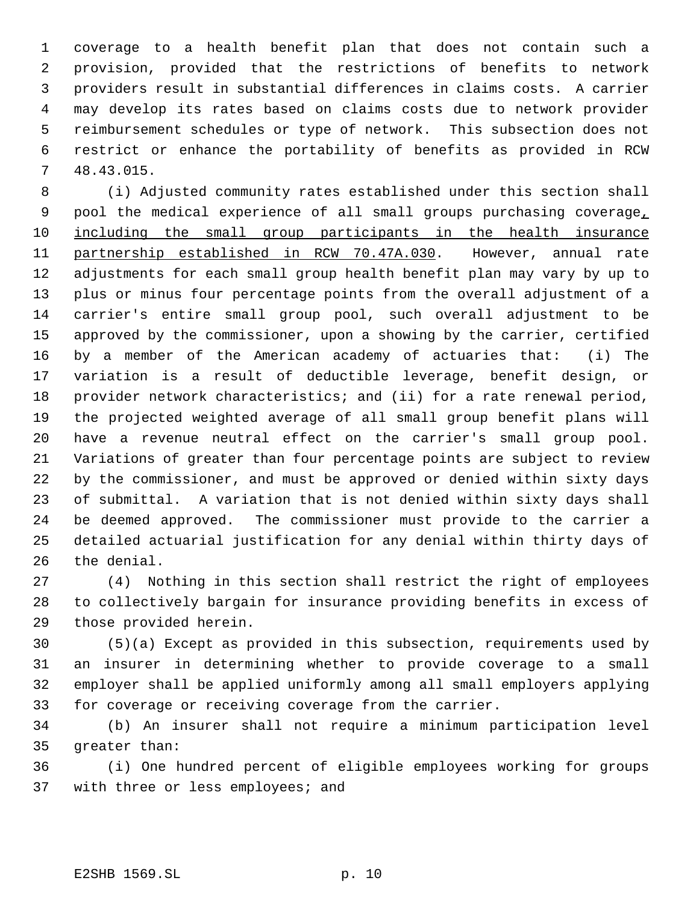coverage to a health benefit plan that does not contain such a provision, provided that the restrictions of benefits to network providers result in substantial differences in claims costs. A carrier may develop its rates based on claims costs due to network provider reimbursement schedules or type of network. This subsection does not restrict or enhance the portability of benefits as provided in RCW 48.43.015.

(i) Adjusted community rates established under this section shall pool the medical experience of all small groups purchasing coverage, including the small group participants in the health insurance partnership established in RCW 70.47A.030. However, annual rate adjustments for each small group health benefit plan may vary by up to plus or minus four percentage points from the overall adjustment of a carrier's entire small group pool, such overall adjustment to be approved by the commissioner, upon a showing by the carrier, certified by a member of the American academy of actuaries that: (i) The variation is a result of deductible leverage, benefit design, or provider network characteristics; and (ii) for a rate renewal period, the projected weighted average of all small group benefit plans will have a revenue neutral effect on the carrier's small group pool. Variations of greater than four percentage points are subject to review by the commissioner, and must be approved or denied within sixty days of submittal. A variation that is not denied within sixty days shall be deemed approved. The commissioner must provide to the carrier a detailed actuarial justification for any denial within thirty days of the denial.

(4) Nothing in this section shall restrict the right of employees to collectively bargain for insurance providing benefits in excess of those provided herein.

(5)(a) Except as provided in this subsection, requirements used by an insurer in determining whether to provide coverage to a small employer shall be applied uniformly among all small employers applying for coverage or receiving coverage from the carrier.

(b) An insurer shall not require a minimum participation level greater than:

(i) One hundred percent of eligible employees working for groups with three or less employees; and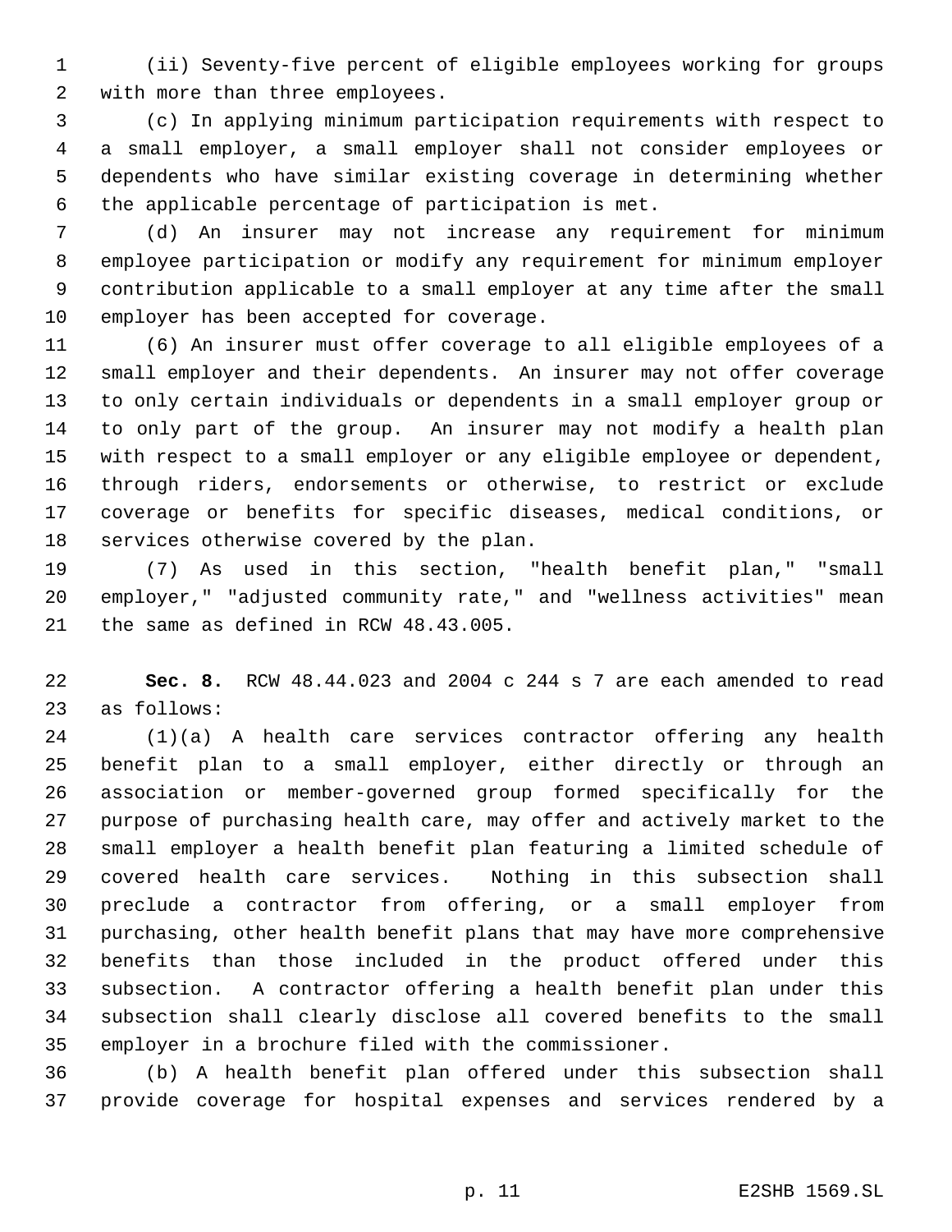(ii) Seventy-five percent of eligible employees working for groups with more than three employees.

(c) In applying minimum participation requirements with respect to a small employer, a small employer shall not consider employees or dependents who have similar existing coverage in determining whether the applicable percentage of participation is met.

(d) An insurer may not increase any requirement for minimum employee participation or modify any requirement for minimum employer contribution applicable to a small employer at any time after the small employer has been accepted for coverage.

(6) An insurer must offer coverage to all eligible employees of a small employer and their dependents. An insurer may not offer coverage to only certain individuals or dependents in a small employer group or to only part of the group. An insurer may not modify a health plan with respect to a small employer or any eligible employee or dependent, through riders, endorsements or otherwise, to restrict or exclude coverage or benefits for specific diseases, medical conditions, or services otherwise covered by the plan.

(7) As used in this section, "health benefit plan," "small employer," "adjusted community rate," and "wellness activities" mean the same as defined in RCW 48.43.005.

**Sec. 8.** RCW 48.44.023 and 2004 c 244 s 7 are each amended to read as follows:

(1)(a) A health care services contractor offering any health benefit plan to a small employer, either directly or through an association or member-governed group formed specifically for the purpose of purchasing health care, may offer and actively market to the small employer a health benefit plan featuring a limited schedule of covered health care services. Nothing in this subsection shall preclude a contractor from offering, or a small employer from purchasing, other health benefit plans that may have more comprehensive benefits than those included in the product offered under this subsection. A contractor offering a health benefit plan under this subsection shall clearly disclose all covered benefits to the small employer in a brochure filed with the commissioner.

(b) A health benefit plan offered under this subsection shall provide coverage for hospital expenses and services rendered by a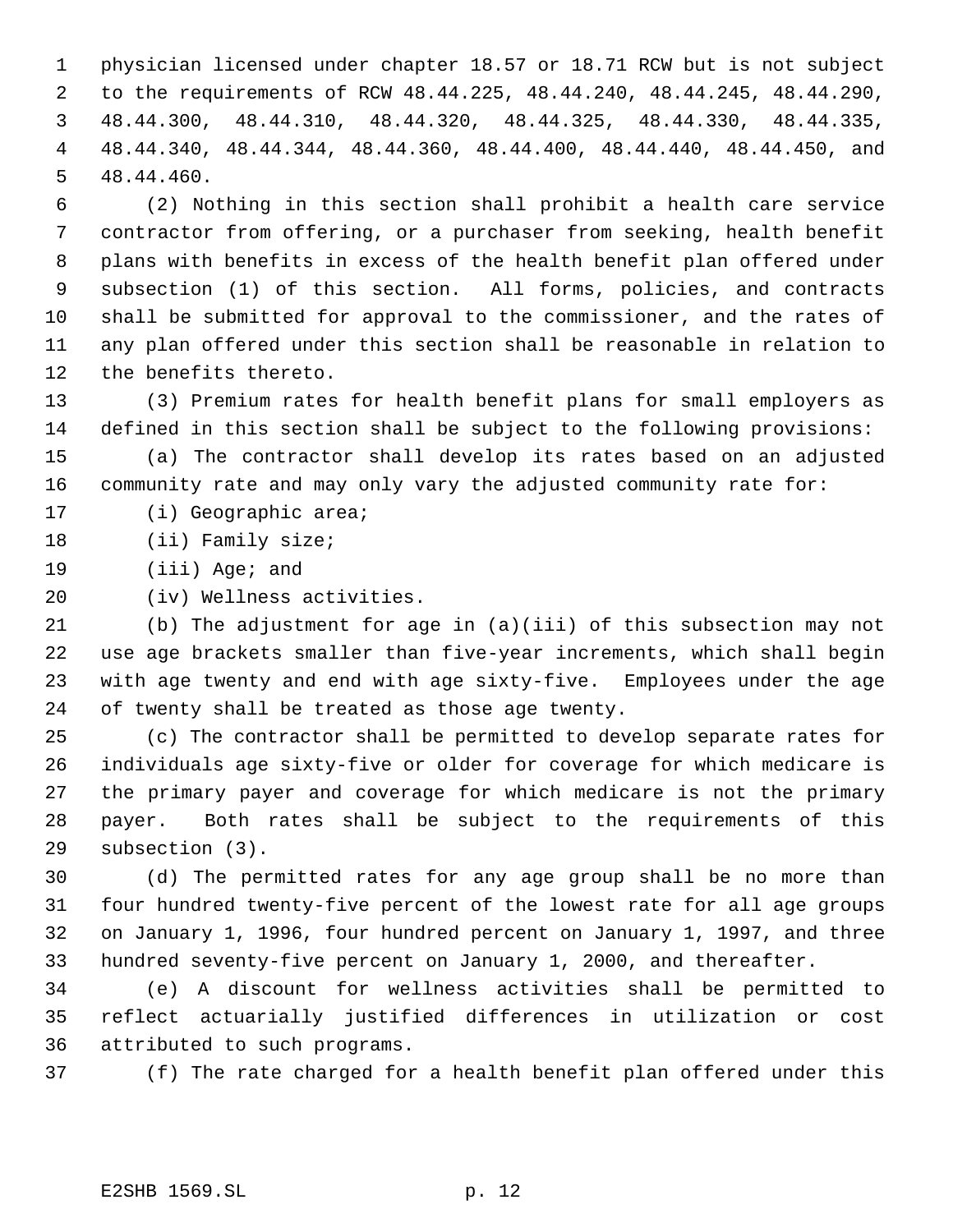physician licensed under chapter 18.57 or 18.71 RCW but is not subject to the requirements of RCW 48.44.225, 48.44.240, 48.44.245, 48.44.290, 48.44.300, 48.44.310, 48.44.320, 48.44.325, 48.44.330, 48.44.335, 48.44.340, 48.44.344, 48.44.360, 48.44.400, 48.44.440, 48.44.450, and 48.44.460.

(2) Nothing in this section shall prohibit a health care service contractor from offering, or a purchaser from seeking, health benefit plans with benefits in excess of the health benefit plan offered under subsection (1) of this section. All forms, policies, and contracts shall be submitted for approval to the commissioner, and the rates of any plan offered under this section shall be reasonable in relation to the benefits thereto.

(3) Premium rates for health benefit plans for small employers as defined in this section shall be subject to the following provisions:

(a) The contractor shall develop its rates based on an adjusted community rate and may only vary the adjusted community rate for:

(i) Geographic area;

(ii) Family size;

(iii) Age; and

(iv) Wellness activities.

(b) The adjustment for age in (a)(iii) of this subsection may not use age brackets smaller than five-year increments, which shall begin with age twenty and end with age sixty-five. Employees under the age of twenty shall be treated as those age twenty.

(c) The contractor shall be permitted to develop separate rates for individuals age sixty-five or older for coverage for which medicare is the primary payer and coverage for which medicare is not the primary payer. Both rates shall be subject to the requirements of this subsection (3).

(d) The permitted rates for any age group shall be no more than four hundred twenty-five percent of the lowest rate for all age groups on January 1, 1996, four hundred percent on January 1, 1997, and three hundred seventy-five percent on January 1, 2000, and thereafter.

(e) A discount for wellness activities shall be permitted to reflect actuarially justified differences in utilization or cost attributed to such programs.

(f) The rate charged for a health benefit plan offered under this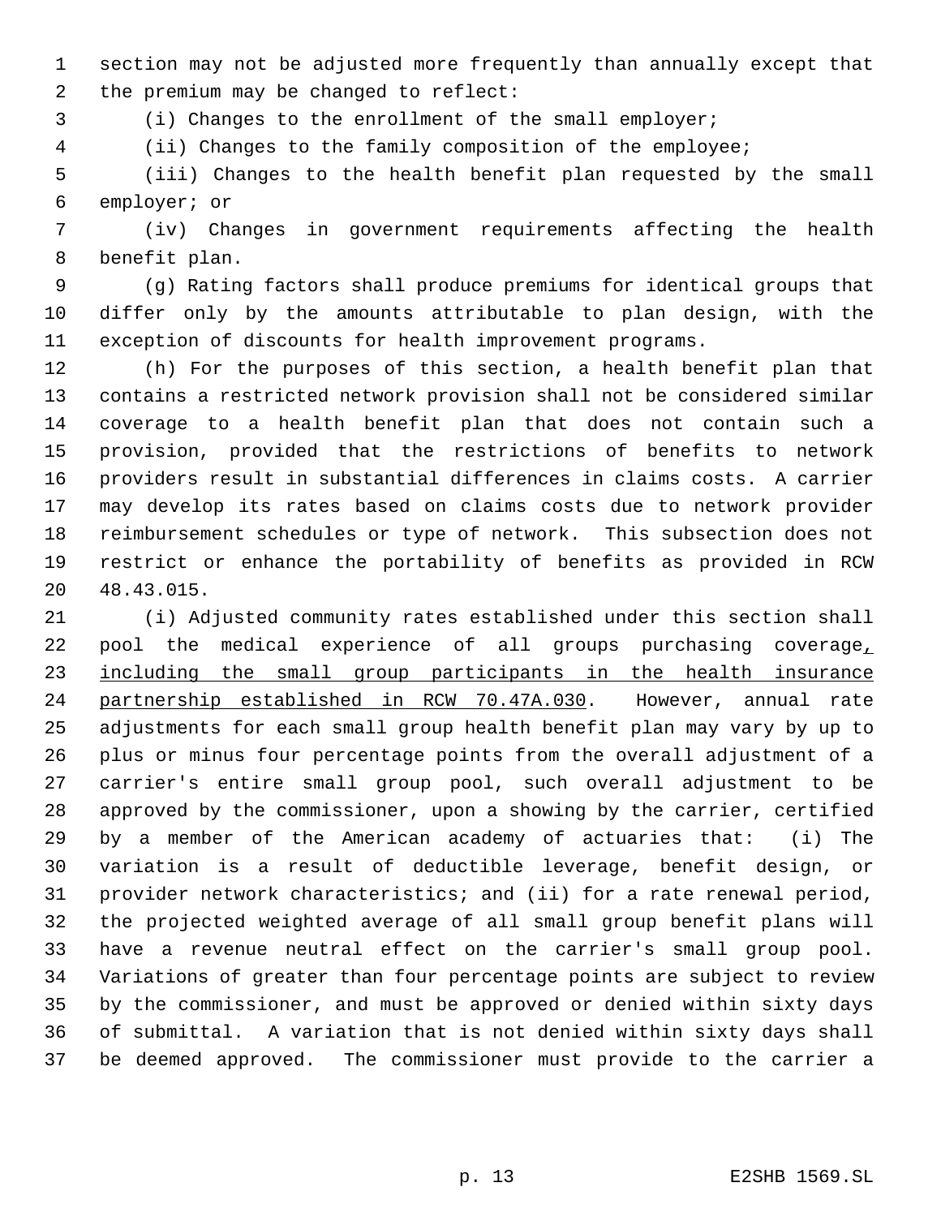section may not be adjusted more frequently than annually except that the premium may be changed to reflect:

(i) Changes to the enrollment of the small employer;

(ii) Changes to the family composition of the employee;

(iii) Changes to the health benefit plan requested by the small employer; or

(iv) Changes in government requirements affecting the health benefit plan.

(g) Rating factors shall produce premiums for identical groups that differ only by the amounts attributable to plan design, with the exception of discounts for health improvement programs.

(h) For the purposes of this section, a health benefit plan that contains a restricted network provision shall not be considered similar coverage to a health benefit plan that does not contain such a provision, provided that the restrictions of benefits to network providers result in substantial differences in claims costs. A carrier may develop its rates based on claims costs due to network provider reimbursement schedules or type of network. This subsection does not restrict or enhance the portability of benefits as provided in RCW 48.43.015.

(i) Adjusted community rates established under this section shall pool the medical experience of all groups purchasing coverage, including the small group participants in the health insurance partnership established in RCW 70.47A.030. However, annual rate adjustments for each small group health benefit plan may vary by up to plus or minus four percentage points from the overall adjustment of a carrier's entire small group pool, such overall adjustment to be approved by the commissioner, upon a showing by the carrier, certified by a member of the American academy of actuaries that: (i) The variation is a result of deductible leverage, benefit design, or provider network characteristics; and (ii) for a rate renewal period, the projected weighted average of all small group benefit plans will have a revenue neutral effect on the carrier's small group pool. Variations of greater than four percentage points are subject to review by the commissioner, and must be approved or denied within sixty days of submittal. A variation that is not denied within sixty days shall be deemed approved. The commissioner must provide to the carrier a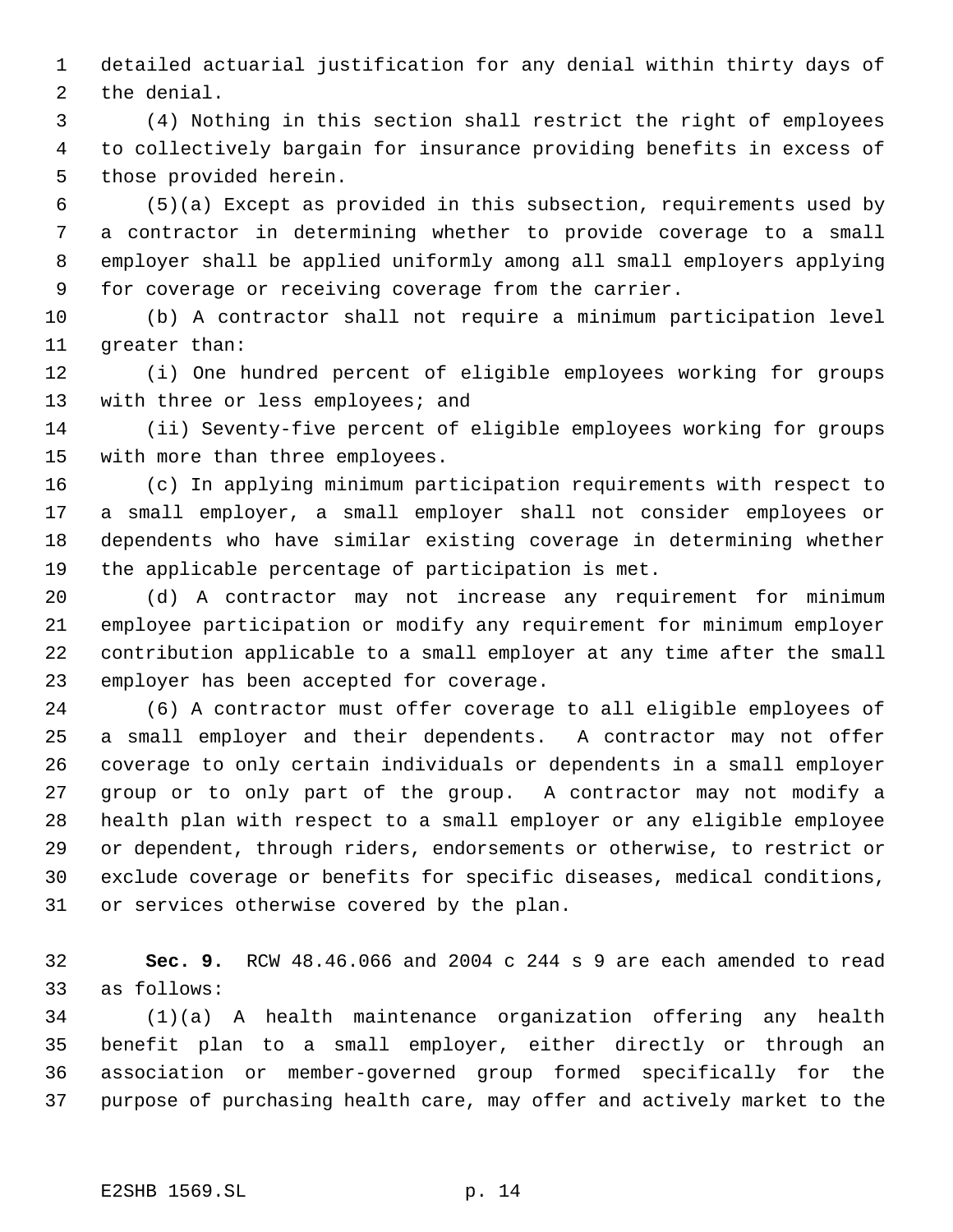detailed actuarial justification for any denial within thirty days of the denial.

(4) Nothing in this section shall restrict the right of employees to collectively bargain for insurance providing benefits in excess of those provided herein.

(5)(a) Except as provided in this subsection, requirements used by a contractor in determining whether to provide coverage to a small employer shall be applied uniformly among all small employers applying for coverage or receiving coverage from the carrier.

(b) A contractor shall not require a minimum participation level greater than:

(i) One hundred percent of eligible employees working for groups with three or less employees; and

(ii) Seventy-five percent of eligible employees working for groups with more than three employees.

(c) In applying minimum participation requirements with respect to a small employer, a small employer shall not consider employees or dependents who have similar existing coverage in determining whether the applicable percentage of participation is met.

(d) A contractor may not increase any requirement for minimum employee participation or modify any requirement for minimum employer contribution applicable to a small employer at any time after the small employer has been accepted for coverage.

(6) A contractor must offer coverage to all eligible employees of a small employer and their dependents. A contractor may not offer coverage to only certain individuals or dependents in a small employer group or to only part of the group. A contractor may not modify a health plan with respect to a small employer or any eligible employee or dependent, through riders, endorsements or otherwise, to restrict or exclude coverage or benefits for specific diseases, medical conditions, or services otherwise covered by the plan.

**Sec. 9.** RCW 48.46.066 and 2004 c 244 s 9 are each amended to read as follows:

(1)(a) A health maintenance organization offering any health benefit plan to a small employer, either directly or through an association or member-governed group formed specifically for the purpose of purchasing health care, may offer and actively market to the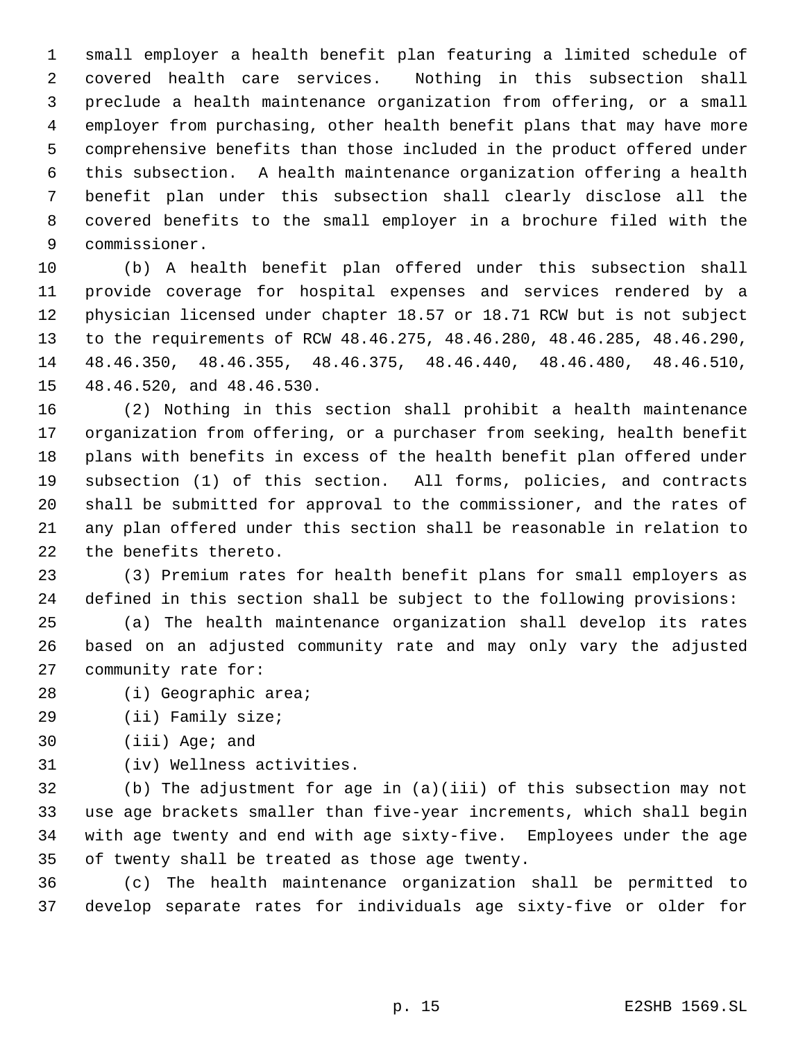small employer a health benefit plan featuring a limited schedule of covered health care services. Nothing in this subsection shall preclude a health maintenance organization from offering, or a small employer from purchasing, other health benefit plans that may have more comprehensive benefits than those included in the product offered under this subsection. A health maintenance organization offering a health benefit plan under this subsection shall clearly disclose all the covered benefits to the small employer in a brochure filed with the commissioner.

(b) A health benefit plan offered under this subsection shall provide coverage for hospital expenses and services rendered by a physician licensed under chapter 18.57 or 18.71 RCW but is not subject to the requirements of RCW 48.46.275, 48.46.280, 48.46.285, 48.46.290, 48.46.350, 48.46.355, 48.46.375, 48.46.440, 48.46.480, 48.46.510, 48.46.520, and 48.46.530.

(2) Nothing in this section shall prohibit a health maintenance organization from offering, or a purchaser from seeking, health benefit plans with benefits in excess of the health benefit plan offered under subsection (1) of this section. All forms, policies, and contracts shall be submitted for approval to the commissioner, and the rates of any plan offered under this section shall be reasonable in relation to the benefits thereto.

(3) Premium rates for health benefit plans for small employers as defined in this section shall be subject to the following provisions:

(a) The health maintenance organization shall develop its rates based on an adjusted community rate and may only vary the adjusted community rate for:

(i) Geographic area;

(ii) Family size;

(iii) Age; and

(iv) Wellness activities.

(b) The adjustment for age in (a)(iii) of this subsection may not use age brackets smaller than five-year increments, which shall begin with age twenty and end with age sixty-five. Employees under the age of twenty shall be treated as those age twenty.

(c) The health maintenance organization shall be permitted to develop separate rates for individuals age sixty-five or older for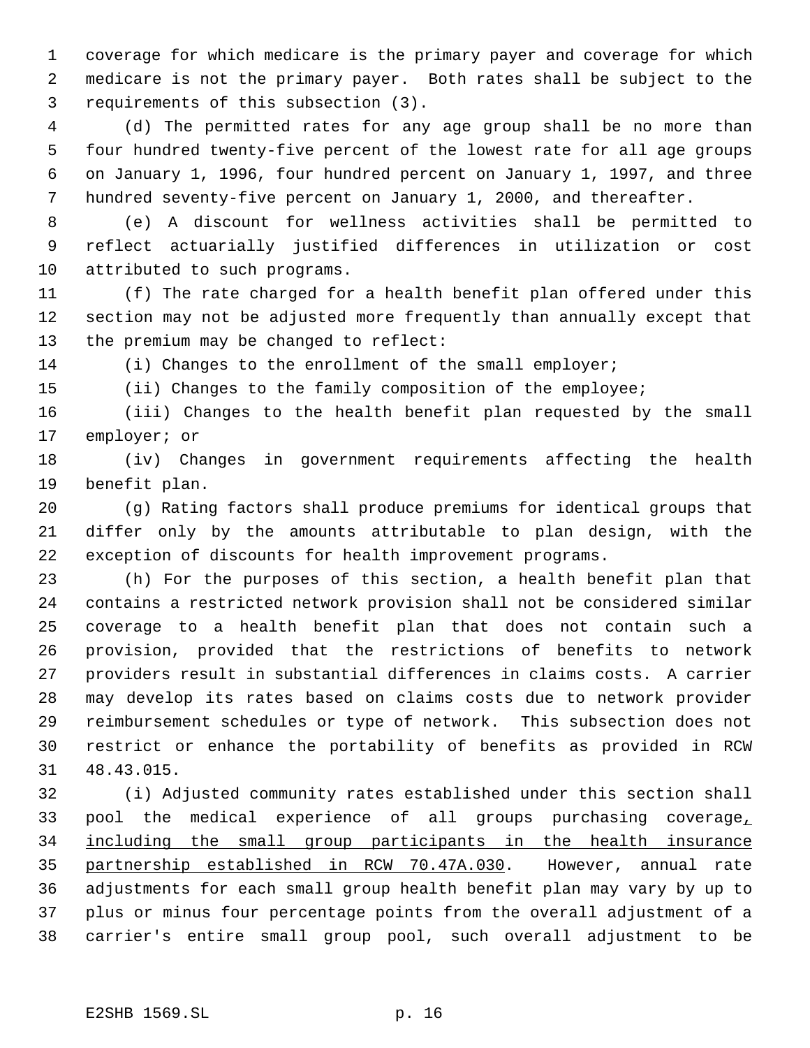coverage for which medicare is the primary payer and coverage for which medicare is not the primary payer. Both rates shall be subject to the requirements of this subsection (3).

(d) The permitted rates for any age group shall be no more than four hundred twenty-five percent of the lowest rate for all age groups on January 1, 1996, four hundred percent on January 1, 1997, and three hundred seventy-five percent on January 1, 2000, and thereafter.

(e) A discount for wellness activities shall be permitted to reflect actuarially justified differences in utilization or cost attributed to such programs.

(f) The rate charged for a health benefit plan offered under this section may not be adjusted more frequently than annually except that the premium may be changed to reflect:

(i) Changes to the enrollment of the small employer;

(ii) Changes to the family composition of the employee;

(iii) Changes to the health benefit plan requested by the small employer; or

(iv) Changes in government requirements affecting the health benefit plan.

(g) Rating factors shall produce premiums for identical groups that differ only by the amounts attributable to plan design, with the exception of discounts for health improvement programs.

(h) For the purposes of this section, a health benefit plan that contains a restricted network provision shall not be considered similar coverage to a health benefit plan that does not contain such a provision, provided that the restrictions of benefits to network providers result in substantial differences in claims costs. A carrier may develop its rates based on claims costs due to network provider reimbursement schedules or type of network. This subsection does not restrict or enhance the portability of benefits as provided in RCW 48.43.015.

(i) Adjusted community rates established under this section shall pool the medical experience of all groups purchasing coverage, including the small group participants in the health insurance partnership established in RCW 70.47A.030. However, annual rate adjustments for each small group health benefit plan may vary by up to plus or minus four percentage points from the overall adjustment of a carrier's entire small group pool, such overall adjustment to be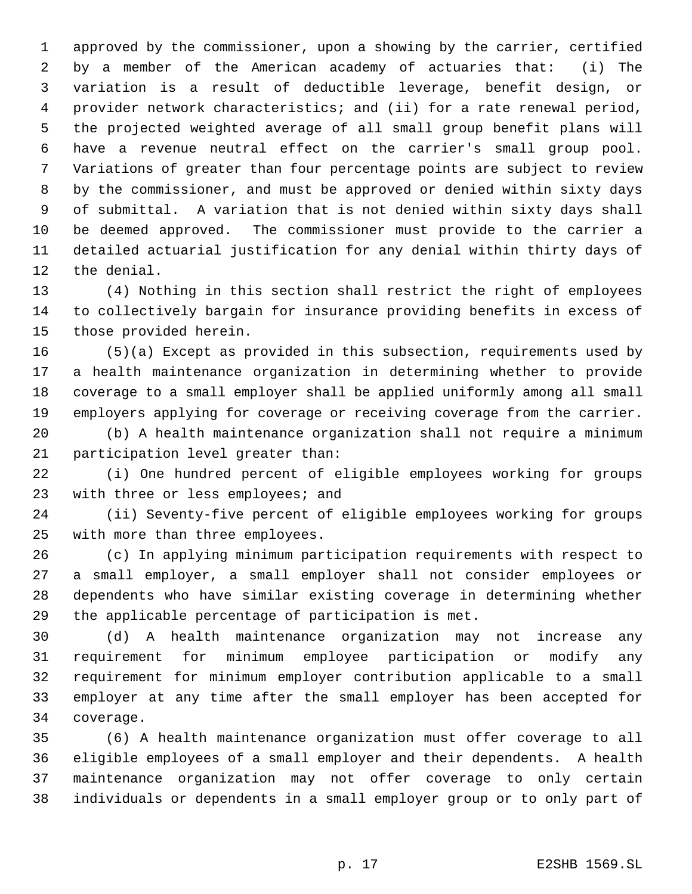approved by the commissioner, upon a showing by the carrier, certified by a member of the American academy of actuaries that: (i) The variation is a result of deductible leverage, benefit design, or provider network characteristics; and (ii) for a rate renewal period, the projected weighted average of all small group benefit plans will have a revenue neutral effect on the carrier's small group pool. Variations of greater than four percentage points are subject to review by the commissioner, and must be approved or denied within sixty days of submittal. A variation that is not denied within sixty days shall be deemed approved. The commissioner must provide to the carrier a detailed actuarial justification for any denial within thirty days of the denial.

(4) Nothing in this section shall restrict the right of employees to collectively bargain for insurance providing benefits in excess of those provided herein.

(5)(a) Except as provided in this subsection, requirements used by a health maintenance organization in determining whether to provide coverage to a small employer shall be applied uniformly among all small employers applying for coverage or receiving coverage from the carrier.

(b) A health maintenance organization shall not require a minimum participation level greater than:

(i) One hundred percent of eligible employees working for groups with three or less employees; and

(ii) Seventy-five percent of eligible employees working for groups with more than three employees.

(c) In applying minimum participation requirements with respect to a small employer, a small employer shall not consider employees or dependents who have similar existing coverage in determining whether the applicable percentage of participation is met.

(d) A health maintenance organization may not increase any requirement for minimum employee participation or modify any requirement for minimum employer contribution applicable to a small employer at any time after the small employer has been accepted for coverage.

(6) A health maintenance organization must offer coverage to all eligible employees of a small employer and their dependents. A health maintenance organization may not offer coverage to only certain individuals or dependents in a small employer group or to only part of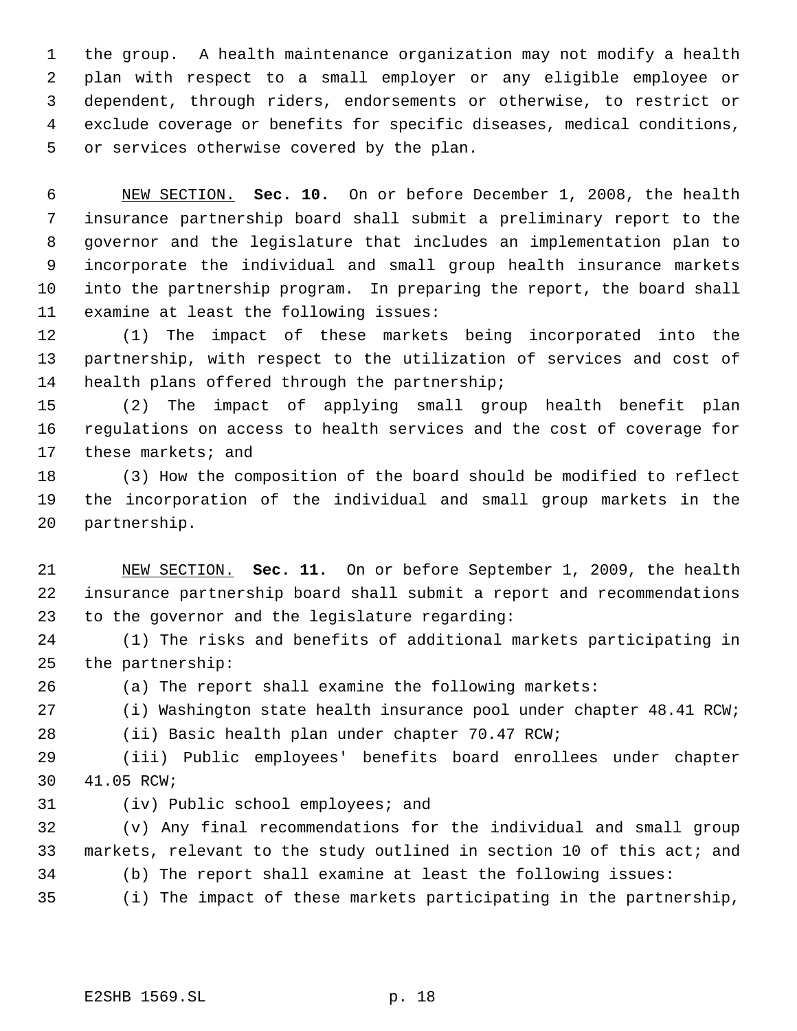the group. A health maintenance organization may not modify a health plan with respect to a small employer or any eligible employee or dependent, through riders, endorsements or otherwise, to restrict or exclude coverage or benefits for specific diseases, medical conditions, or services otherwise covered by the plan.

NEW SECTION. **Sec. 10.** On or before December 1, 2008, the health insurance partnership board shall submit a preliminary report to the governor and the legislature that includes an implementation plan to incorporate the individual and small group health insurance markets into the partnership program. In preparing the report, the board shall examine at least the following issues:

(1) The impact of these markets being incorporated into the partnership, with respect to the utilization of services and cost of health plans offered through the partnership;

(2) The impact of applying small group health benefit plan regulations on access to health services and the cost of coverage for these markets; and

(3) How the composition of the board should be modified to reflect the incorporation of the individual and small group markets in the partnership.

NEW SECTION. **Sec. 11.** On or before September 1, 2009, the health insurance partnership board shall submit a report and recommendations to the governor and the legislature regarding:

(1) The risks and benefits of additional markets participating in the partnership:

(a) The report shall examine the following markets:

(i) Washington state health insurance pool under chapter 48.41 RCW;

(ii) Basic health plan under chapter 70.47 RCW;

(iii) Public employees' benefits board enrollees under chapter 41.05 RCW;

(iv) Public school employees; and

(v) Any final recommendations for the individual and small group markets, relevant to the study outlined in section 10 of this act; and

(b) The report shall examine at least the following issues:

(i) The impact of these markets participating in the partnership,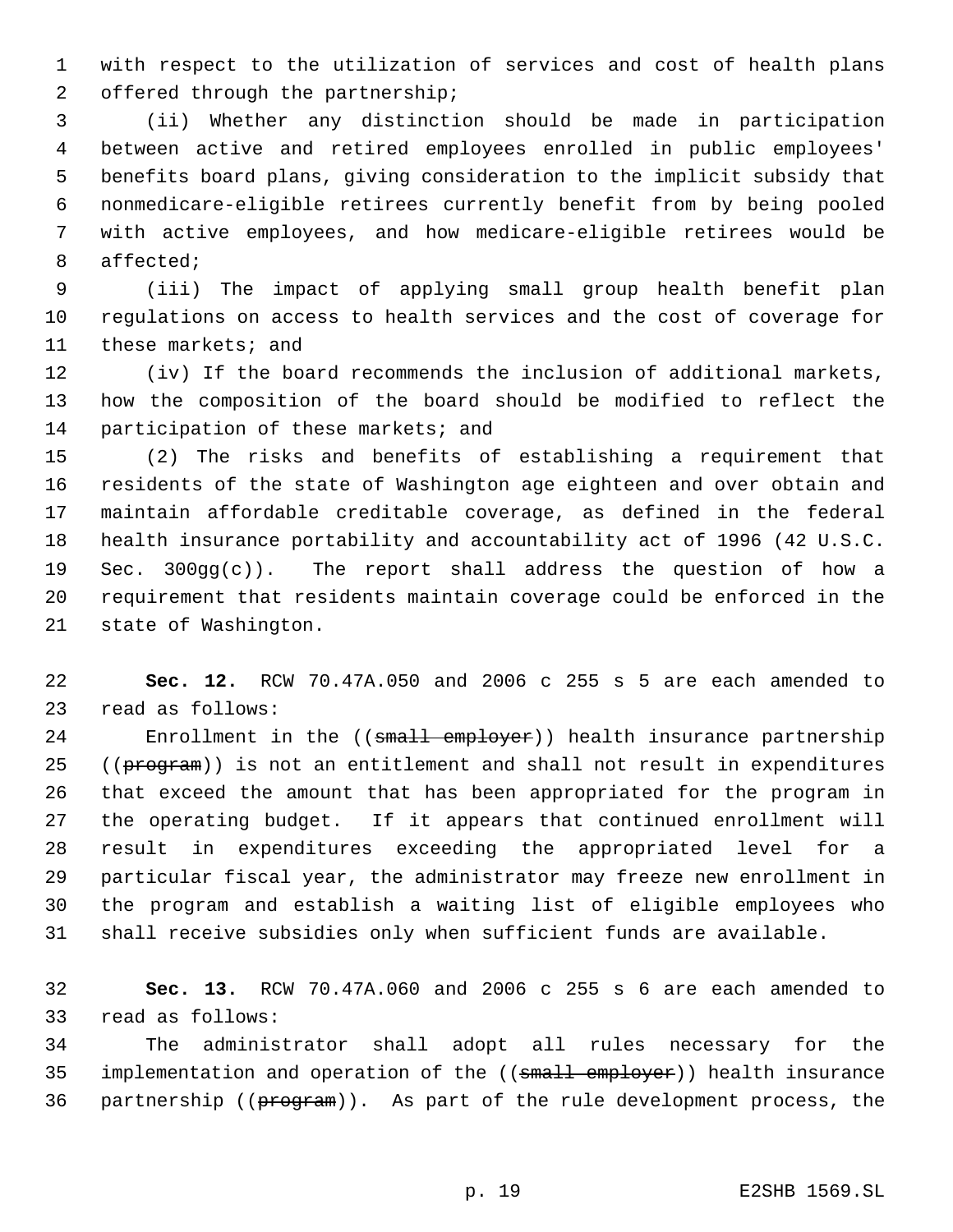with respect to the utilization of services and cost of health plans offered through the partnership;

(ii) Whether any distinction should be made in participation between active and retired employees enrolled in public employees' benefits board plans, giving consideration to the implicit subsidy that nonmedicare-eligible retirees currently benefit from by being pooled with active employees, and how medicare-eligible retirees would be affected;

(iii) The impact of applying small group health benefit plan regulations on access to health services and the cost of coverage for these markets; and

(iv) If the board recommends the inclusion of additional markets, how the composition of the board should be modified to reflect the participation of these markets; and

(2) The risks and benefits of establishing a requirement that residents of the state of Washington age eighteen and over obtain and maintain affordable creditable coverage, as defined in the federal health insurance portability and accountability act of 1996 (42 U.S.C. Sec. 300gg(c)). The report shall address the question of how a requirement that residents maintain coverage could be enforced in the state of Washington.

**Sec. 12.** RCW 70.47A.050 and 2006 c 255 s 5 are each amended to read as follows:

Enrollment in the ((~~small employer~~)) health insurance partnership ((~~program~~)) is not an entitlement and shall not result in expenditures that exceed the amount that has been appropriated for the program in the operating budget. If it appears that continued enrollment will result in expenditures exceeding the appropriated level for a particular fiscal year, the administrator may freeze new enrollment in the program and establish a waiting list of eligible employees who shall receive subsidies only when sufficient funds are available.

**Sec. 13.** RCW 70.47A.060 and 2006 c 255 s 6 are each amended to read as follows:

The administrator shall adopt all rules necessary for the implementation and operation of the ((~~small employer~~)) health insurance partnership ((~~program~~)). As part of the rule development process, the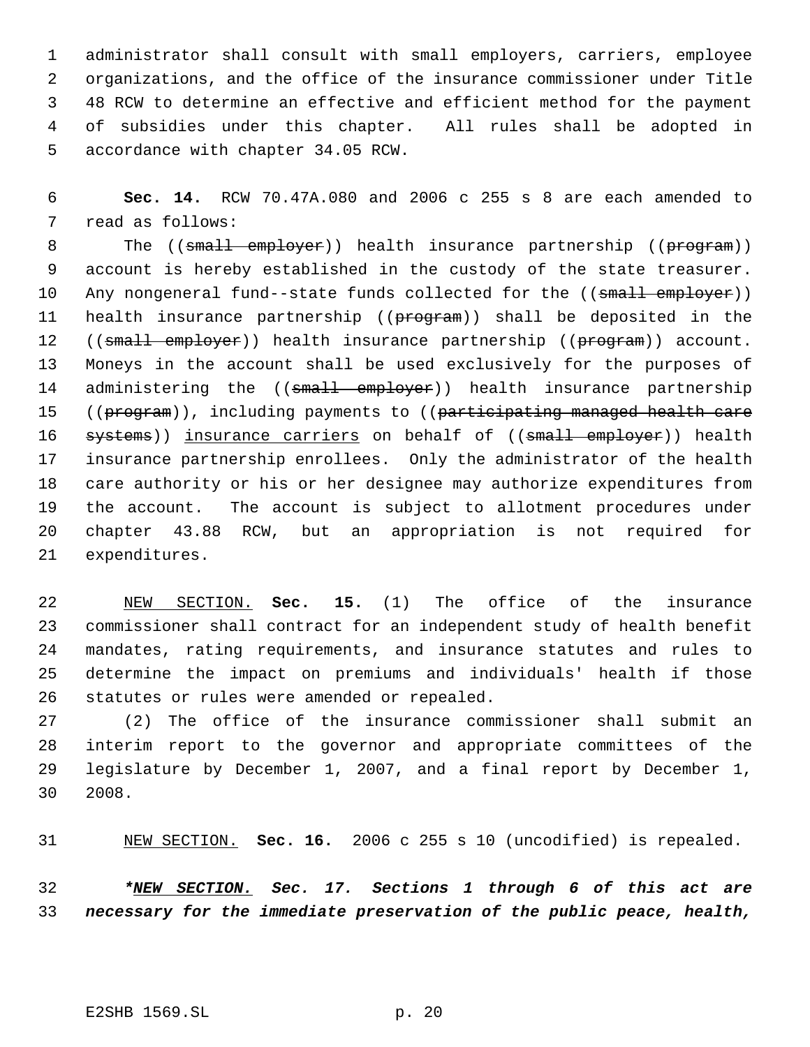administrator shall consult with small employers, carriers, employee organizations, and the office of the insurance commissioner under Title 48 RCW to determine an effective and efficient method for the payment of subsidies under this chapter. All rules shall be adopted in accordance with chapter 34.05 RCW.

**Sec. 14.** RCW 70.47A.080 and 2006 c 255 s 8 are each amended to read as follows:

The ((~~small employer~~)) health insurance partnership ((~~program~~)) account is hereby established in the custody of the state treasurer. Any nongeneral fund--state funds collected for the ((~~small employer~~)) health insurance partnership ((~~program~~)) shall be deposited in the ((~~small employer~~)) health insurance partnership ((~~program~~)) account. Moneys in the account shall be used exclusively for the purposes of administering the ((~~small employer~~)) health insurance partnership ((~~program~~)), including payments to ((~~participating managed health care systems~~)) <u>insurance carriers</u> on behalf of ((~~small employer~~)) health insurance partnership enrollees. Only the administrator of the health care authority or his or her designee may authorize expenditures from the account. The account is subject to allotment procedures under chapter 43.88 RCW, but an appropriation is not required for expenditures.

<u>NEW SECTION.</u> **Sec. 15.** (1) The office of the insurance commissioner shall contract for an independent study of health benefit mandates, rating requirements, and insurance statutes and rules to determine the impact on premiums and individuals' health if those statutes or rules were amended or repealed.

(2) The office of the insurance commissioner shall submit an interim report to the governor and appropriate committees of the legislature by December 1, 2007, and a final report by December 1, 2008.

<u>NEW SECTION.</u> **Sec. 16.** 2006 c 255 s 10 (uncodified) is repealed.

***<u>\*NEW SECTION.</u> Sec. 17. Sections 1 through 6 of this act are necessary for the immediate preservation of the public peace, health,***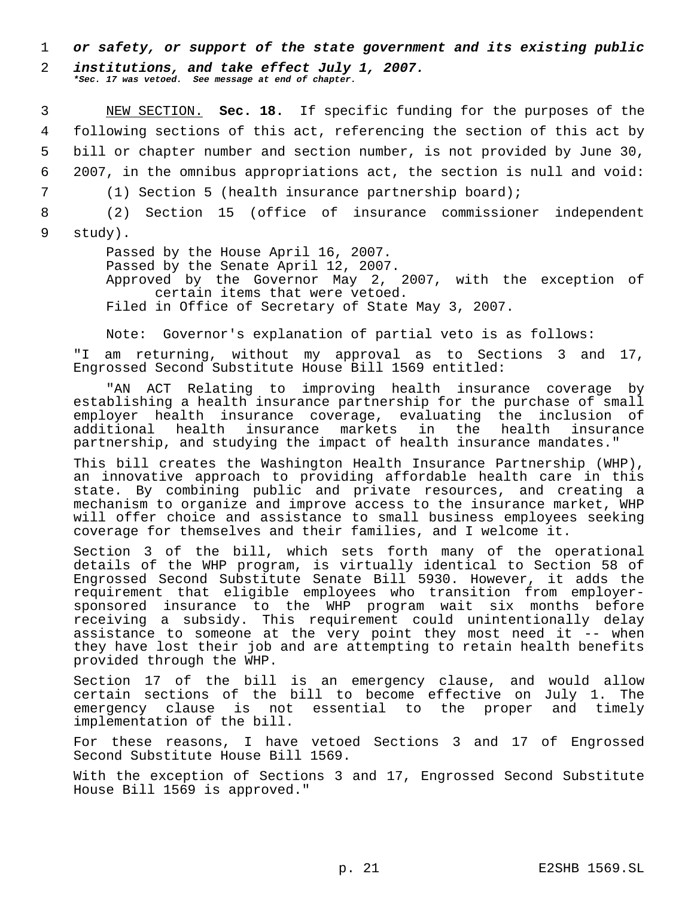***or safety, or support of the state government and its existing public institutions, and take effect July 1, 2007.***
***\*Sec. 17 was vetoed. See message at end of chapter.***

NEW SECTION. **Sec. 18.** If specific funding for the purposes of the following sections of this act, referencing the section of this act by bill or chapter number and section number, is not provided by June 30, 2007, in the omnibus appropriations act, the section is null and void:

(1) Section 5 (health insurance partnership board);

(2) Section 15 (office of insurance commissioner independent study).

Passed by the House April 16, 2007.
Passed by the Senate April 12, 2007.
Approved by the Governor May 2, 2007, with the exception of certain items that were vetoed.
Filed in Office of Secretary of State May 3, 2007.

Note: Governor's explanation of partial veto is as follows:

"I am returning, without my approval as to Sections 3 and 17, Engrossed Second Substitute House Bill 1569 entitled:

"AN ACT Relating to improving health insurance coverage by establishing a health insurance partnership for the purchase of small employer health insurance coverage, evaluating the inclusion of additional health insurance markets in the health insurance partnership, and studying the impact of health insurance mandates."

This bill creates the Washington Health Insurance Partnership (WHP), an innovative approach to providing affordable health care in this state. By combining public and private resources, and creating a mechanism to organize and improve access to the insurance market, WHP will offer choice and assistance to small business employees seeking coverage for themselves and their families, and I welcome it.

Section 3 of the bill, which sets forth many of the operational details of the WHP program, is virtually identical to Section 58 of Engrossed Second Substitute Senate Bill 5930. However, it adds the requirement that eligible employees who transition from employer-sponsored insurance to the WHP program wait six months before receiving a subsidy. This requirement could unintentionally delay assistance to someone at the very point they most need it -- when they have lost their job and are attempting to retain health benefits provided through the WHP.

Section 17 of the bill is an emergency clause, and would allow certain sections of the bill to become effective on July 1. The emergency clause is not essential to the proper and timely implementation of the bill.

For these reasons, I have vetoed Sections 3 and 17 of Engrossed Second Substitute House Bill 1569.

With the exception of Sections 3 and 17, Engrossed Second Substitute House Bill 1569 is approved."